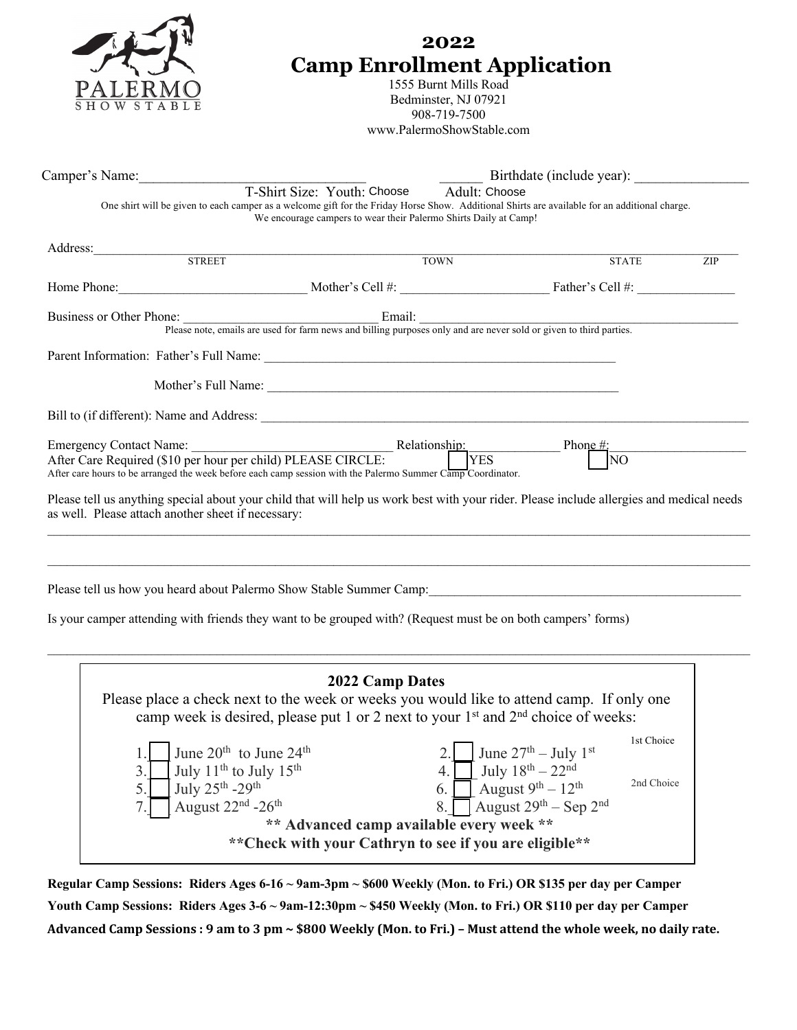PALERMO
SHOW STABLE

# 2022
# Camp Enrollment Application

1555 Burnt Mills Road
Bedminster, NJ 07921
908-719-7500
www.PalermoShowStable.com

Camper's Name:_______________________________ ______ Birthdate (include year): _______________

T-Shirt Size: Youth: Choose Adult: Choose

One shirt will be given to each camper as a welcome gift for the Friday Horse Show. Additional Shirts are available for an additional charge.
We encourage campers to wear their Palermo Shirts Daily at Camp!

Address:_____________________________________________________________________________
STREET TOWN STATE ZIP

Home Phone:___________________________ Mother's Cell #: _____________________ Father's Cell #: ______________

Business or Other Phone: ___________________________ Email: ______________________________________________

Please note, emails are used for farm news and billing purposes only and are never sold or given to third parties.

Parent Information: Father's Full Name: ______________________________________________________

Mother's Full Name: ______________________________________________________

Bill to (if different): Name and Address: _____________________________________________________________

Emergency Contact Name: ____________________________ Relationship: _____________ Phone #: ____________________

After Care Required ($10 per hour per child) PLEASE CIRCLE: ☐ YES ☐ NO

After care hours to be arranged the week before each camp session with the Palermo Summer Camp Coordinator.

Please tell us anything special about your child that will help us work best with your rider. Please include allergies and medical needs as well. Please attach another sheet if necessary:

_____________________________________________________________________________________________

_____________________________________________________________________________________________

Please tell us how you heard about Palermo Show Stable Summer Camp:_______________________________________

Is your camper attending with friends they want to be grouped with? (Request must be on both campers' forms)

_____________________________________________________________________________________________

### 2022 Camp Dates

Please place a check next to the week or weeks you would like to attend camp. If only one camp week is desired, please put 1 or 2 next to your 1st and 2nd choice of weeks:

1. ☐ June 20th to June 24th
2. ☐ June 27th – July 1st
3. ☐ July 11th to July 15th
4. ☐ July 18th – 22nd
5. ☐ July 25th -29th
6. ☐ August 9th – 12th
7. ☐ August 22nd -26th
8. ☐ August 29th – Sep 2nd

1st Choice

2nd Choice

**\*\* Advanced camp available every week \*\***

**\*\*Check with your Cathryn to see if you are eligible\*\***

**Regular Camp Sessions: Riders Ages 6-16 ~ 9am-3pm ~ $600 Weekly (Mon. to Fri.) OR $135 per day per Camper**

**Youth Camp Sessions: Riders Ages 3-6 ~ 9am-12:30pm ~ $450 Weekly (Mon. to Fri.) OR $110 per day per Camper**

**Advanced Camp Sessions : 9 am to 3 pm ~ $800 Weekly (Mon. to Fri.) – Must attend the whole week, no daily rate.**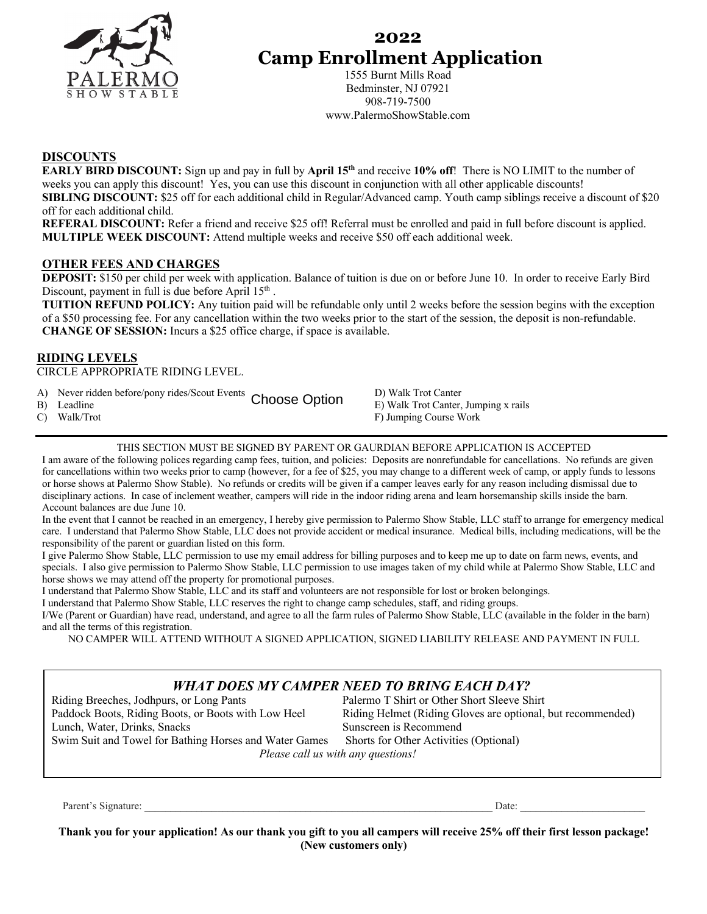# 2022 Camp Enrollment Application

PALERMO
SHOW STABLE

1555 Burnt Mills Road
Bedminster, NJ 07921
908-719-7500
www.PalermoShowStable.com

## DISCOUNTS

**EARLY BIRD DISCOUNT:** Sign up and pay in full by **April 15th** and receive **10% off**! There is NO LIMIT to the number of weeks you can apply this discount! Yes, you can use this discount in conjunction with all other applicable discounts!
**SIBLING DISCOUNT:** $25 off for each additional child in Regular/Advanced camp. Youth camp siblings receive a discount of $20 off for each additional child.
**REFERAL DISCOUNT:** Refer a friend and receive $25 off! Referral must be enrolled and paid in full before discount is applied.
**MULTIPLE WEEK DISCOUNT:** Attend multiple weeks and receive $50 off each additional week.

## OTHER FEES AND CHARGES

**DEPOSIT:** $150 per child per week with application. Balance of tuition is due on or before June 10. In order to receive Early Bird Discount, payment in full is due before April 15th .
**TUITION REFUND POLICY:** Any tuition paid will be refundable only until 2 weeks before the session begins with the exception of a $50 processing fee. For any cancellation within the two weeks prior to the start of the session, the deposit is non-refundable.
**CHANGE OF SESSION:** Incurs a $25 office charge, if space is available.

## RIDING LEVELS

CIRCLE APPROPRIATE RIDING LEVEL.

A) Never ridden before/pony rides/Scout Events
B) Leadline
C) Walk/Trot

Choose Option

D) Walk Trot Canter
E) Walk Trot Canter, Jumping x rails
F) Jumping Course Work

---

THIS SECTION MUST BE SIGNED BY PARENT OR GAURDIAN BEFORE APPLICATION IS ACCEPTED

I am aware of the following polices regarding camp fees, tuition, and policies: Deposits are nonrefundable for cancellations. No refunds are given for cancellations within two weeks prior to camp (however, for a fee of $25, you may change to a different week of camp, or apply funds to lessons or horse shows at Palermo Show Stable). No refunds or credits will be given if a camper leaves early for any reason including dismissal due to disciplinary actions. In case of inclement weather, campers will ride in the indoor riding arena and learn horsemanship skills inside the barn. Account balances are due June 10.

In the event that I cannot be reached in an emergency, I hereby give permission to Palermo Show Stable, LLC staff to arrange for emergency medical care. I understand that Palermo Show Stable, LLC does not provide accident or medical insurance. Medical bills, including medications, will be the responsibility of the parent or guardian listed on this form.

I give Palermo Show Stable, LLC permission to use my email address for billing purposes and to keep me up to date on farm news, events, and specials. I also give permission to Palermo Show Stable, LLC permission to use images taken of my child while at Palermo Show Stable, LLC and horse shows we may attend off the property for promotional purposes.

I understand that Palermo Show Stable, LLC and its staff and volunteers are not responsible for lost or broken belongings.

I understand that Palermo Show Stable, LLC reserves the right to change camp schedules, staff, and riding groups.

I/We (Parent or Guardian) have read, understand, and agree to all the farm rules of Palermo Show Stable, LLC (available in the folder in the barn) and all the terms of this registration.

NO CAMPER WILL ATTEND WITHOUT A SIGNED APPLICATION, SIGNED LIABILITY RELEASE AND PAYMENT IN FULL

### *WHAT DOES MY CAMPER NEED TO BRING EACH DAY?*

- Riding Breeches, Jodhpurs, or Long Pants
- Paddock Boots, Riding Boots, or Boots with Low Heel
- Lunch, Water, Drinks, Snacks
- Swim Suit and Towel for Bathing Horses and Water Games
- Palermo T Shirt or Other Short Sleeve Shirt
- Riding Helmet (Riding Gloves are optional, but recommended)
- Sunscreen is Recommend
- Shorts for Other Activities (Optional)

*Please call us with any questions!*

Parent's Signature: ______________________________ Date: ____________

**Thank you for your application! As our thank you gift to you all campers will receive 25% off their first lesson package! (New customers only)**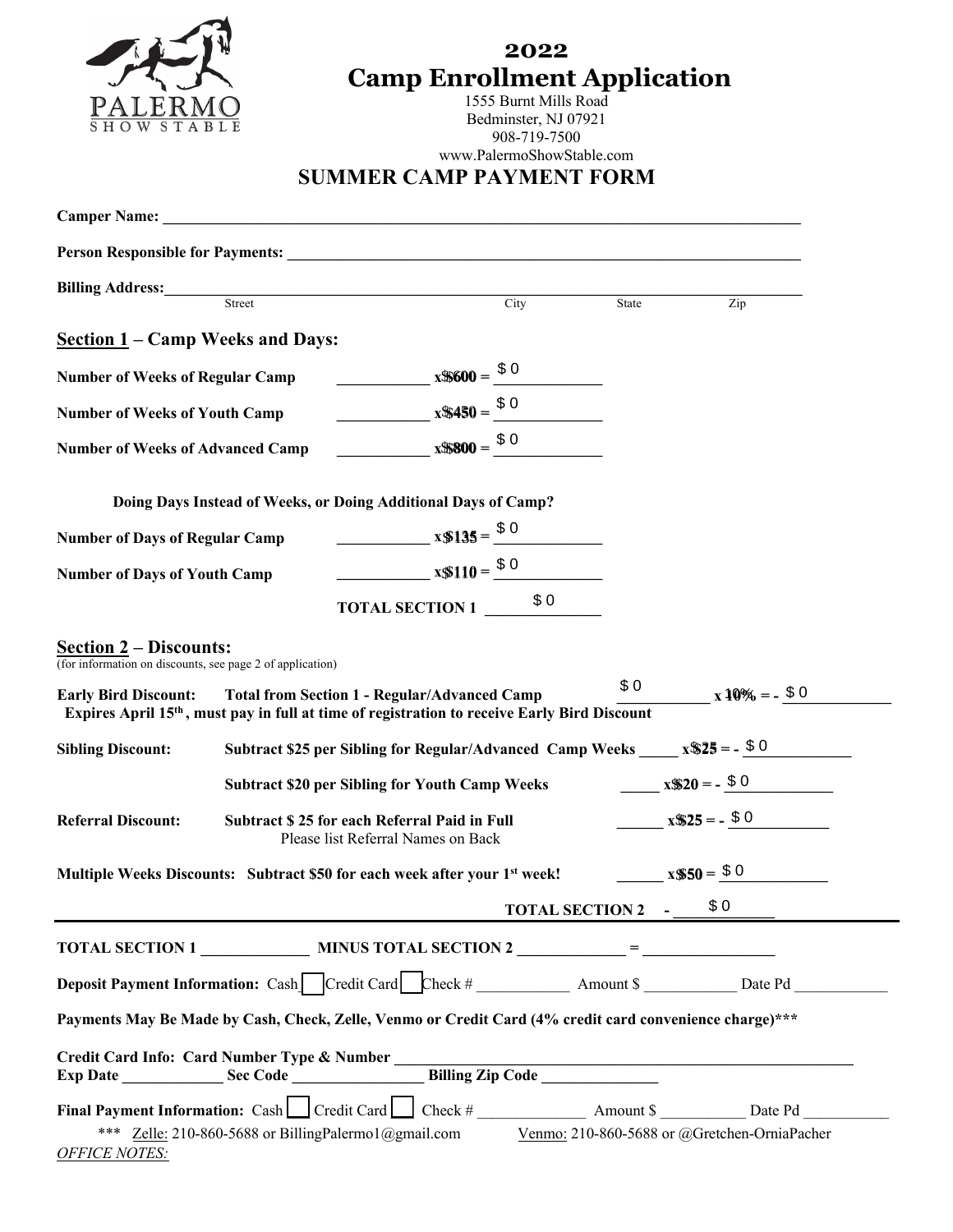PALERMO SHOW STABLE

# 2022 Camp Enrollment Application

1555 Burnt Mills Road
Bedminster, NJ 07921
908-719-7500
www.PalermoShowStable.com

## SUMMER CAMP PAYMENT FORM

**Camper Name:** ______________________________________________

**Person Responsible for Payments:** ______________________________________________

**Billing Address:** ______________________________________________
Street City State Zip

### Section 1 – Camp Weeks and Days:

**Number of Weeks of Regular Camp** ___________ **x $600 =** $ 0

**Number of Weeks of Youth Camp** ___________ **x $450 =** $ 0

**Number of Weeks of Advanced Camp** ___________ **x $800 =** $ 0

**Doing Days Instead of Weeks, or Doing Additional Days of Camp?**

**Number of Days of Regular Camp** ___________ **x $135 =** $ 0

**Number of Days of Youth Camp** ___________ **x $110 =** $ 0

**TOTAL SECTION 1** $ 0

### Section 2 – Discounts:

(for information on discounts, see page 2 of application)

**Early Bird Discount:** **Total from Section 1 - Regular/Advanced Camp** $ 0 **x 10% = -** $ 0
**Expires April 15th, must pay in full at time of registration to receive Early Bird Discount**

**Sibling Discount:** **Subtract $25 per Sibling for Regular/Advanced Camp Weeks** _____ **x $25 = -** $ 0

**Subtract $20 per Sibling for Youth Camp Weeks** _____ **x $20 = -** $ 0

**Referral Discount:** **Subtract $ 25 for each Referral Paid in Full** _____ **x $25 = -** $ 0
Please list Referral Names on Back

**Multiple Weeks Discounts: Subtract $50 for each week after your 1st week!** _____ **x $50 =** $ 0

**TOTAL SECTION 2 -** $ 0

---

**TOTAL SECTION 1** _____________ **MINUS TOTAL SECTION 2** _____________ = _______________

**Deposit Payment Information:** Cash ☐ Credit Card ☐ Check # ___________ Amount $ ___________ Date Pd ___________

**Payments May Be Made by Cash, Check, Zelle, Venmo or Credit Card (4% credit card convenience charge)*****

**Credit Card Info: Card Number Type & Number** ______________________________________________
**Exp Date** ____________ **Sec Code** ________________ **Billing Zip Code** ______________

**Final Payment Information:** Cash ☐ Credit Card ☐ Check # _____________ Amount $ __________ Date Pd __________

*** Zelle: 210-860-5688 or BillingPalermo1@gmail.com Venmo: 210-860-5688 or @Gretchen-OrniaPacher

*OFFICE NOTES:*